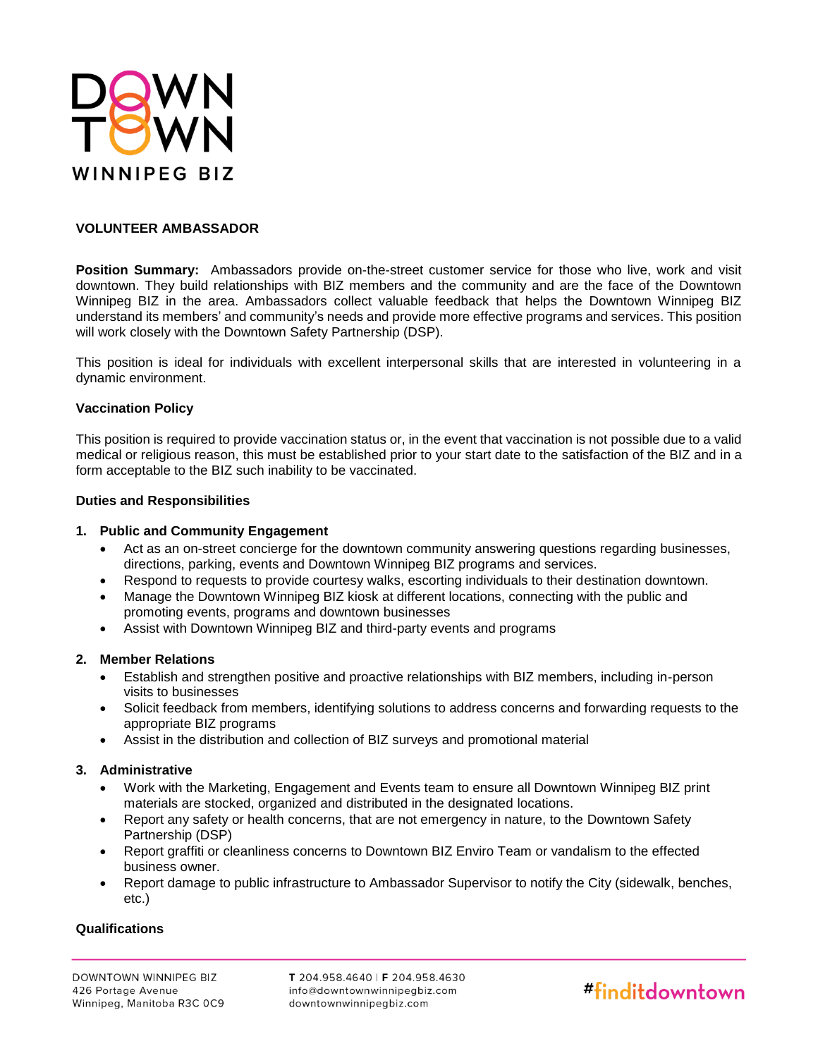# VOLUNTEER AMBASSADOR

**Position Summary:** Ambassadors provide on-the-street customer service for those who live, work and visit downtown. They build relationships with BIZ members and the community and are the face of the Downtown Winnipeg BIZ in the area. Ambassadors collect valuable feedback that helps the Downtown Winnipeg BIZ understand its members' and community's needs and provide more effective programs and services. This position will work closely with the Downtown Safety Partnership (DSP).

This position is ideal for individuals with excellent interpersonal skills that are interested in volunteering in a dynamic environment.

## Vaccination Policy

This position is required to provide vaccination status or, in the event that vaccination is not possible due to a valid medical or religious reason, this must be established prior to your start date to the satisfaction of the BIZ and in a form acceptable to the BIZ such inability to be vaccinated.

## Duties and Responsibilities

1. **Public and Community Engagement**
   - Act as an on-street concierge for the downtown community answering questions regarding businesses, directions, parking, events and Downtown Winnipeg BIZ programs and services.
   - Respond to requests to provide courtesy walks, escorting individuals to their destination downtown.
   - Manage the Downtown Winnipeg BIZ kiosk at different locations, connecting with the public and promoting events, programs and downtown businesses
   - Assist with Downtown Winnipeg BIZ and third-party events and programs

2. **Member Relations**
   - Establish and strengthen positive and proactive relationships with BIZ members, including in-person visits to businesses
   - Solicit feedback from members, identifying solutions to address concerns and forwarding requests to the appropriate BIZ programs
   - Assist in the distribution and collection of BIZ surveys and promotional material

3. **Administrative**
   - Work with the Marketing, Engagement and Events team to ensure all Downtown Winnipeg BIZ print materials are stocked, organized and distributed in the designated locations.
   - Report any safety or health concerns, that are not emergency in nature, to the Downtown Safety Partnership (DSP)
   - Report graffiti or cleanliness concerns to Downtown BIZ Enviro Team or vandalism to the effected business owner.
   - Report damage to public infrastructure to Ambassador Supervisor to notify the City (sidewalk, benches, etc.)

## Qualifications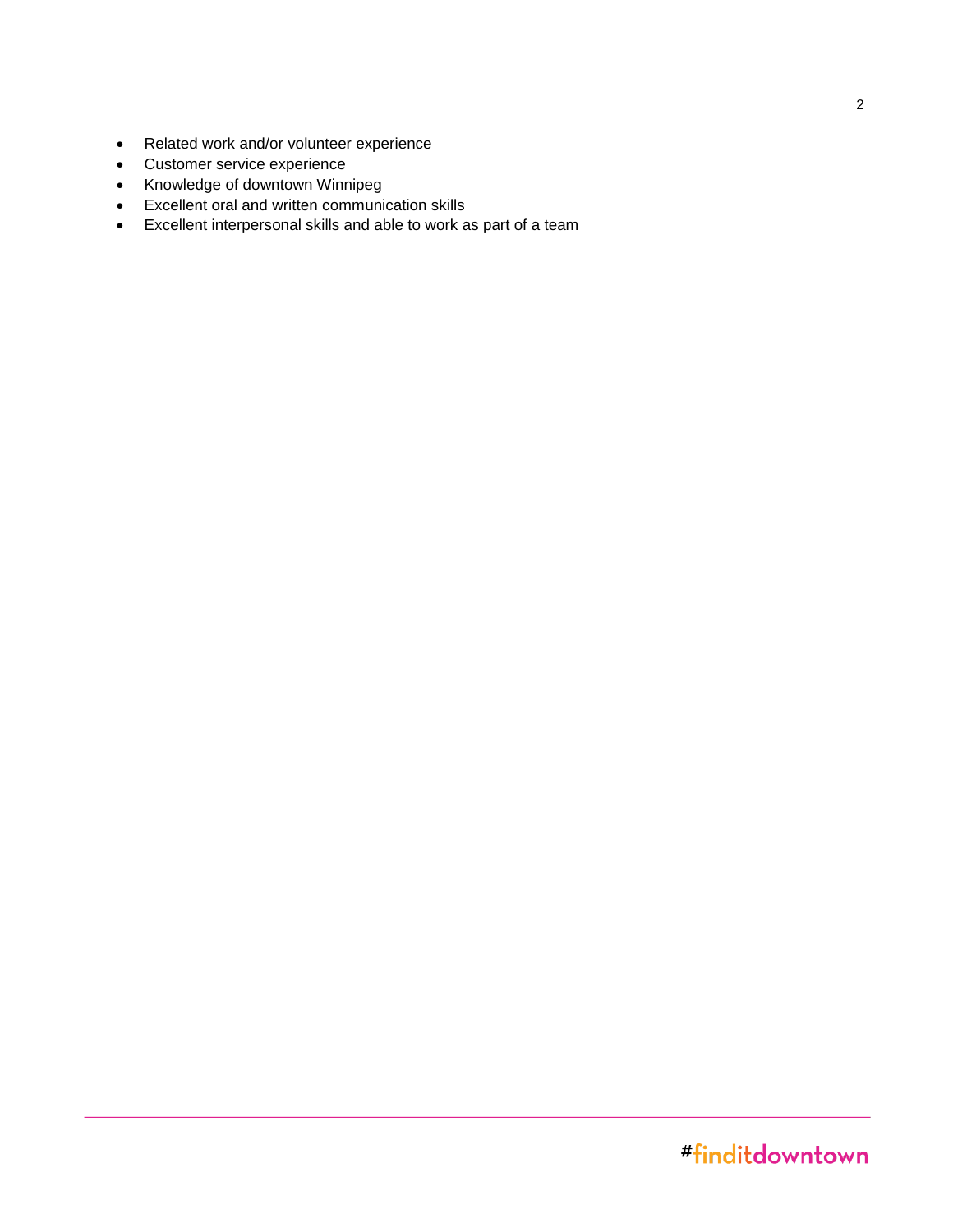- Related work and/or volunteer experience
- Customer service experience
- Knowledge of downtown Winnipeg
- Excellent oral and written communication skills
- Excellent interpersonal skills and able to work as part of a team